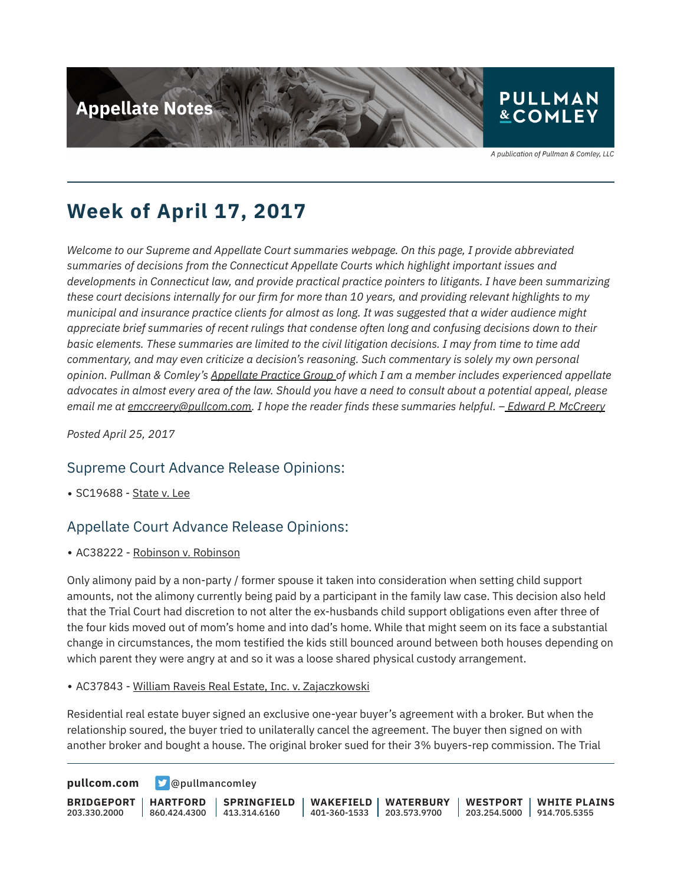Appellate Notes

PULLMAN & COMLEY

*A publication of Pullman & Comley, LLC*

# Week of April 17, 2017

*Welcome to our Supreme and Appellate Court summaries webpage. On this page, I provide abbreviated summaries of decisions from the Connecticut Appellate Courts which highlight important issues and developments in Connecticut law, and provide practical practice pointers to litigants. I have been summarizing these court decisions internally for our firm for more than 10 years, and providing relevant highlights to my municipal and insurance practice clients for almost as long. It was suggested that a wider audience might appreciate brief summaries of recent rulings that condense often long and confusing decisions down to their basic elements. These summaries are limited to the civil litigation decisions. I may from time to time add commentary, and may even criticize a decision's reasoning. Such commentary is solely my own personal opinion. Pullman & Comley's Appellate Practice Group of which I am a member includes experienced appellate advocates in almost every area of the law. Should you have a need to consult about a potential appeal, please email me at emccreery@pullcom.com. I hope the reader finds these summaries helpful. – Edward P. McCreery*

*Posted April 25, 2017*

## Supreme Court Advance Release Opinions:

• SC19688 - State v. Lee

## Appellate Court Advance Release Opinions:

• AC38222 - Robinson v. Robinson

Only alimony paid by a non-party / former spouse it taken into consideration when setting child support amounts, not the alimony currently being paid by a participant in the family law case. This decision also held that the Trial Court had discretion to not alter the ex-husbands child support obligations even after three of the four kids moved out of mom's home and into dad's home. While that might seem on its face a substantial change in circumstances, the mom testified the kids still bounced around between both houses depending on which parent they were angry at and so it was a loose shared physical custody arrangement.

• AC37843 - William Raveis Real Estate, Inc. v. Zajaczkowski

Residential real estate buyer signed an exclusive one-year buyer's agreement with a broker. But when the relationship soured, the buyer tried to unilaterally cancel the agreement. The buyer then signed on with another broker and bought a house. The original broker sued for their 3% buyers-rep commission. The Trial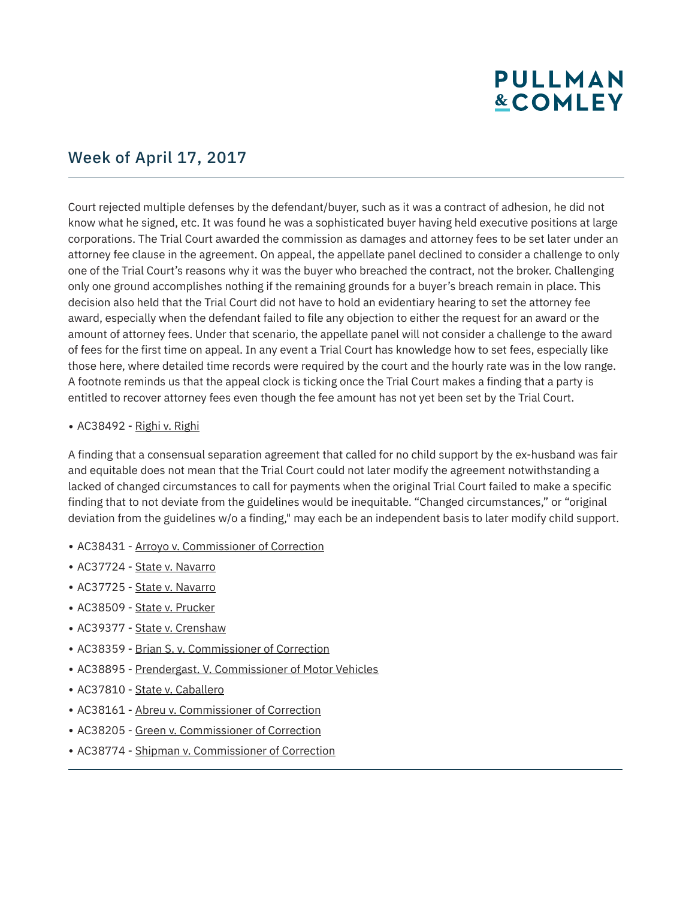## Week of April 17, 2017

Court rejected multiple defenses by the defendant/buyer, such as it was a contract of adhesion, he did not know what he signed, etc. It was found he was a sophisticated buyer having held executive positions at large corporations. The Trial Court awarded the commission as damages and attorney fees to be set later under an attorney fee clause in the agreement. On appeal, the appellate panel declined to consider a challenge to only one of the Trial Court's reasons why it was the buyer who breached the contract, not the broker. Challenging only one ground accomplishes nothing if the remaining grounds for a buyer's breach remain in place. This decision also held that the Trial Court did not have to hold an evidentiary hearing to set the attorney fee award, especially when the defendant failed to file any objection to either the request for an award or the amount of attorney fees. Under that scenario, the appellate panel will not consider a challenge to the award of fees for the first time on appeal. In any event a Trial Court has knowledge how to set fees, especially like those here, where detailed time records were required by the court and the hourly rate was in the low range. A footnote reminds us that the appeal clock is ticking once the Trial Court makes a finding that a party is entitled to recover attorney fees even though the fee amount has not yet been set by the Trial Court.

- AC38492 - Righi v. Righi

A finding that a consensual separation agreement that called for no child support by the ex-husband was fair and equitable does not mean that the Trial Court could not later modify the agreement notwithstanding a lacked of changed circumstances to call for payments when the original Trial Court failed to make a specific finding that to not deviate from the guidelines would be inequitable. "Changed circumstances," or "original deviation from the guidelines w/o a finding," may each be an independent basis to later modify child support.

- AC38431 - Arroyo v. Commissioner of Correction
- AC37724 - State v. Navarro
- AC37725 - State v. Navarro
- AC38509 - State v. Prucker
- AC39377 - State v. Crenshaw
- AC38359 - Brian S. v. Commissioner of Correction
- AC38895 - Prendergast. V. Commissioner of Motor Vehicles
- AC37810 - State v. Caballero
- AC38161 - Abreu v. Commissioner of Correction
- AC38205 - Green v. Commissioner of Correction
- AC38774 - Shipman v. Commissioner of Correction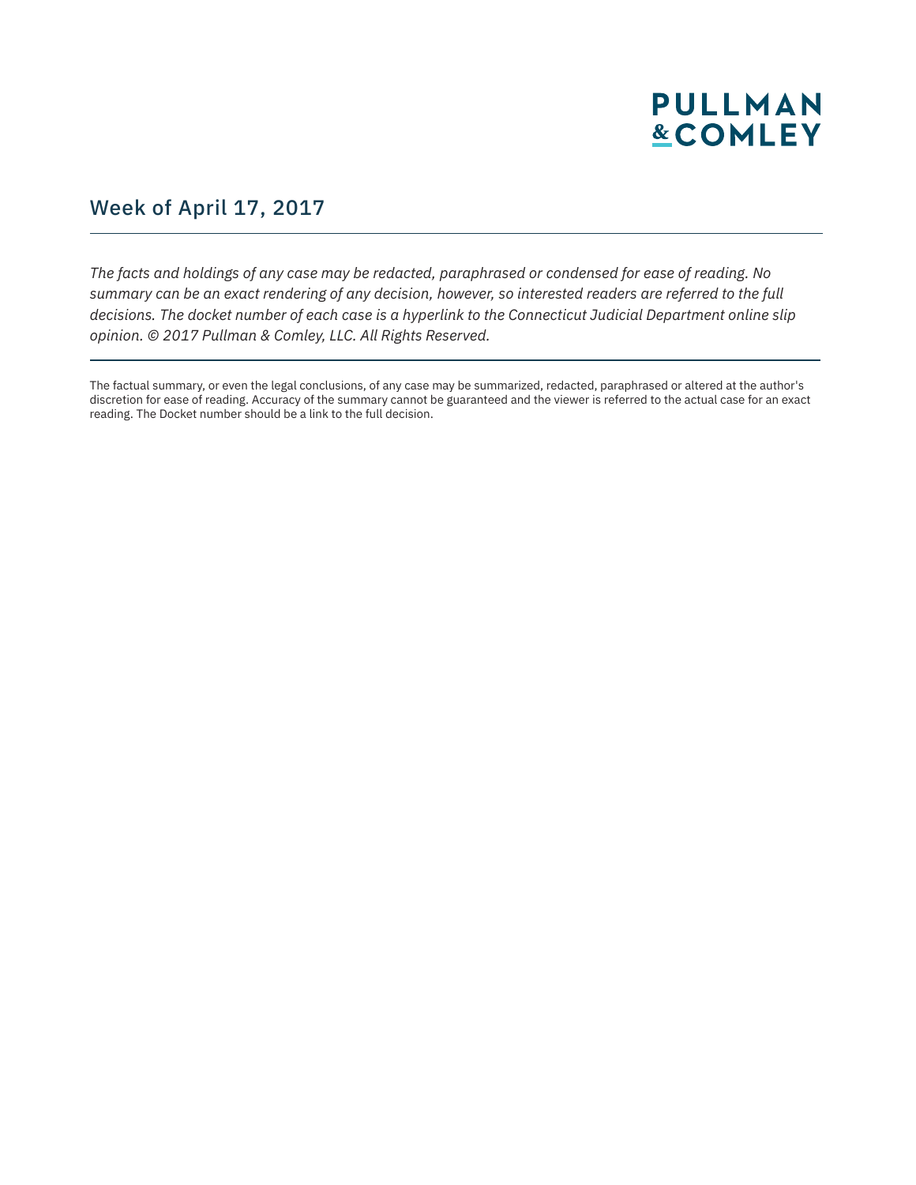PULLMAN & COMLEY

## Week of April 17, 2017

*The facts and holdings of any case may be redacted, paraphrased or condensed for ease of reading. No summary can be an exact rendering of any decision, however, so interested readers are referred to the full decisions. The docket number of each case is a hyperlink to the Connecticut Judicial Department online slip opinion. © 2017 Pullman & Comley, LLC. All Rights Reserved.*

---

The factual summary, or even the legal conclusions, of any case may be summarized, redacted, paraphrased or altered at the author's discretion for ease of reading. Accuracy of the summary cannot be guaranteed and the viewer is referred to the actual case for an exact reading. The Docket number should be a link to the full decision.